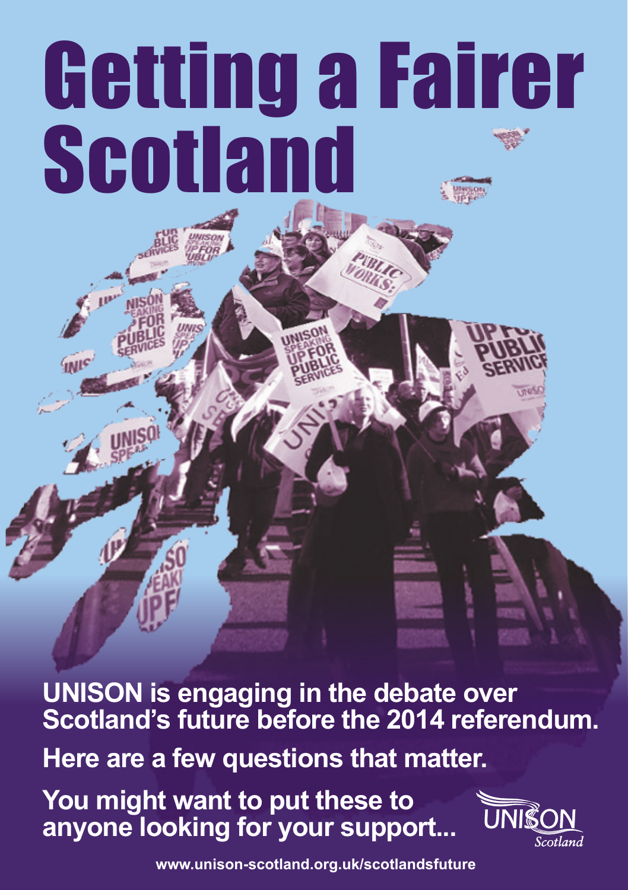# Getting a Fairer Scotland

**UNISON is engaging in the debate over Scotland's future before the 2014 referendum.**

**Here are a few questions that matter.**

**You might want to put these to anyone looking for your support...**

UNISON Scotland

**www.unison-scotland.org.uk/scotlandsfuture**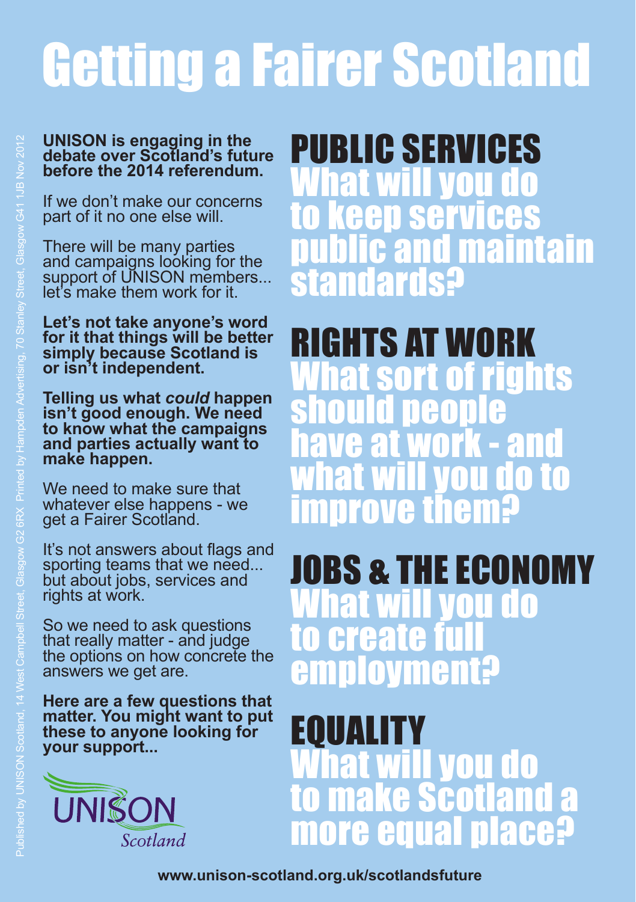# Getting a Fairer Scotland

**UNISON is engaging in the debate over Scotland's future before the 2014 referendum.**

If we don't make our concerns part of it no one else will.

There will be many parties and campaigns looking for the support of UNISON members... let's make them work for it.

**Let's not take anyone's word for it that things will be better simply because Scotland is or isn't independent.**

**Telling us what *could* happen isn't good enough. We need to know what the campaigns and parties actually want to make happen.**

We need to make sure that whatever else happens - we get a Fairer Scotland.

It's not answers about flags and sporting teams that we need... but about jobs, services and rights at work.

So we need to ask questions that really matter - and judge the options on how concrete the answers we get are.

**Here are a few questions that matter. You might want to put these to anyone looking for your support...**

UNISON Scotland

## PUBLIC SERVICES

What will you do to keep services public and maintain standards?

## RIGHTS AT WORK

What sort of rights should people have at work - and what will you do to improve them?

## JOBS & THE ECONOMY

What will you do to create full employment?

## EQUALITY

What will you do to make Scotland a more equal place?

**www.unison-scotland.org.uk/scotlandsfuture**

Published by UNISON Scotland, 14 West Campbell Street, Glasgow G2 6RX Printed by Hampden Advertising, 70 Stanley Street, Glasgow G41 1JB Nov 2012